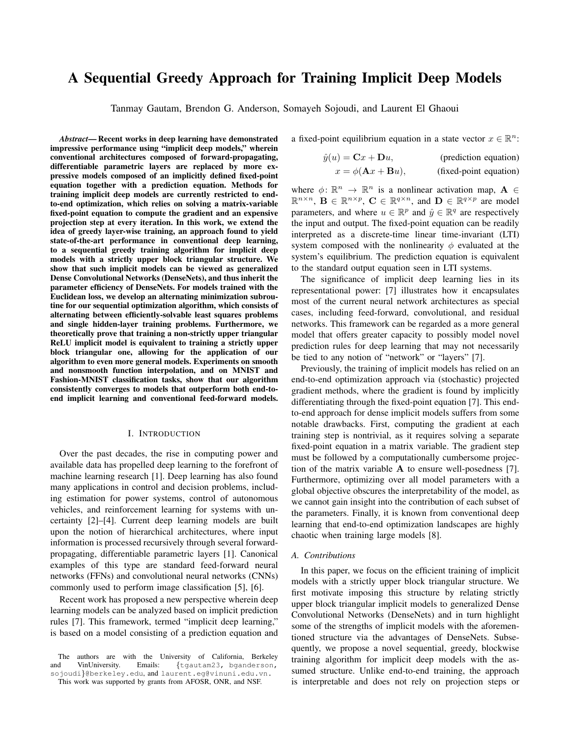# A Sequential Greedy Approach for Training Implicit Deep Models

Tanmay Gautam, Brendon G. Anderson, Somayeh Sojoudi, and Laurent El Ghaoui

***Abstract*— Recent works in deep learning have demonstrated impressive performance using "implicit deep models," wherein conventional architectures composed of forward-propagating, differentiable parametric layers are replaced by more expressive models composed of an implicitly defined fixed-point equation together with a prediction equation. Methods for training implicit deep models are currently restricted to end-to-end optimization, which relies on solving a matrix-variable fixed-point equation to compute the gradient and an expensive projection step at every iteration. In this work, we extend the idea of greedy layer-wise training, an approach found to yield state-of-the-art performance in conventional deep learning, to a sequential greedy training algorithm for implicit deep models with a strictly upper block triangular structure. We show that such implicit models can be viewed as generalized Dense Convolutional Networks (DenseNets), and thus inherit the parameter efficiency of DenseNets. For models trained with the Euclidean loss, we develop an alternating minimization subroutine for our sequential optimization algorithm, which consists of alternating between efficiently-solvable least squares problems and single hidden-layer training problems. Furthermore, we theoretically prove that training a non-strictly upper triangular ReLU implicit model is equivalent to training a strictly upper block triangular one, allowing for the application of our algorithm to even more general models. Experiments on smooth and nonsmooth function interpolation, and on MNIST and Fashion-MNIST classification tasks, show that our algorithm consistently converges to models that outperform both end-to-end implicit learning and conventional feed-forward models.**

## I. Introduction

Over the past decades, the rise in computing power and available data has propelled deep learning to the forefront of machine learning research [1]. Deep learning has also found many applications in control and decision problems, including estimation for power systems, control of autonomous vehicles, and reinforcement learning for systems with uncertainty [2]–[4]. Current deep learning models are built upon the notion of hierarchical architectures, where input information is processed recursively through several forward-propagating, differentiable parametric layers [1]. Canonical examples of this type are standard feed-forward neural networks (FFNs) and convolutional neural networks (CNNs) commonly used to perform image classification [5], [6].

Recent work has proposed a new perspective wherein deep learning models can be analyzed based on implicit prediction rules [7]. This framework, termed "implicit deep learning," is based on a model consisting of a prediction equation and a fixed-point equilibrium equation in a state vector $x \in \mathbb{R}^n$:

$$\hat{y}(u) = \mathbf{C}x + \mathbf{D}u, \qquad \text{(prediction equation)}$$

$$x = \phi(\mathbf{A}x + \mathbf{B}u), \qquad \text{(fixed-point equation)}$$

where $\phi\colon \mathbb{R}^n \to \mathbb{R}^n$ is a nonlinear activation map, $\mathbf{A} \in \mathbb{R}^{n\times n}$, $\mathbf{B} \in \mathbb{R}^{n\times p}$, $\mathbf{C} \in \mathbb{R}^{q\times n}$, and $\mathbf{D} \in \mathbb{R}^{q\times p}$ are model parameters, and where $u \in \mathbb{R}^p$ and $\hat{y} \in \mathbb{R}^q$ are respectively the input and output. The fixed-point equation can be readily interpreted as a discrete-time linear time-invariant (LTI) system composed with the nonlinearity $\phi$ evaluated at the system's equilibrium. The prediction equation is equivalent to the standard output equation seen in LTI systems.

The significance of implicit deep learning lies in its representational power: [7] illustrates how it encapsulates most of the current neural network architectures as special cases, including feed-forward, convolutional, and residual networks. This framework can be regarded as a more general model that offers greater capacity to possibly model novel prediction rules for deep learning that may not necessarily be tied to any notion of "network" or "layers" [7].

Previously, the training of implicit models has relied on an end-to-end optimization approach via (stochastic) projected gradient methods, where the gradient is found by implicitly differentiating through the fixed-point equation [7]. This end-to-end approach for dense implicit models suffers from some notable drawbacks. First, computing the gradient at each training step is nontrivial, as it requires solving a separate fixed-point equation in a matrix variable. The gradient step must be followed by a computationally cumbersome projection of the matrix variable $\mathbf{A}$ to ensure well-posedness [7]. Furthermore, optimizing over all model parameters with a global objective obscures the interpretability of the model, as we cannot gain insight into the contribution of each subset of the parameters. Finally, it is known from conventional deep learning that end-to-end optimization landscapes are highly chaotic when training large models [8].

### A. Contributions

In this paper, we focus on the efficient training of implicit models with a strictly upper block triangular structure. We first motivate imposing this structure by relating strictly upper block triangular implicit models to generalized Dense Convolutional Networks (DenseNets) and in turn highlight some of the strengths of implicit models with the aforementioned structure via the advantages of DenseNets. Subsequently, we propose a novel sequential, greedy, blockwise training algorithm for implicit deep models with the assumed structure. Unlike end-to-end training, the approach is interpretable and does not rely on projection steps or

The authors are with the University of California, Berkeley and VinUniversity. Emails: {tgautam23, bganderson, sojoudi}@berkeley.edu, and laurent.eg@vinuni.edu.vn.

This work was supported by grants from AFOSR, ONR, and NSF.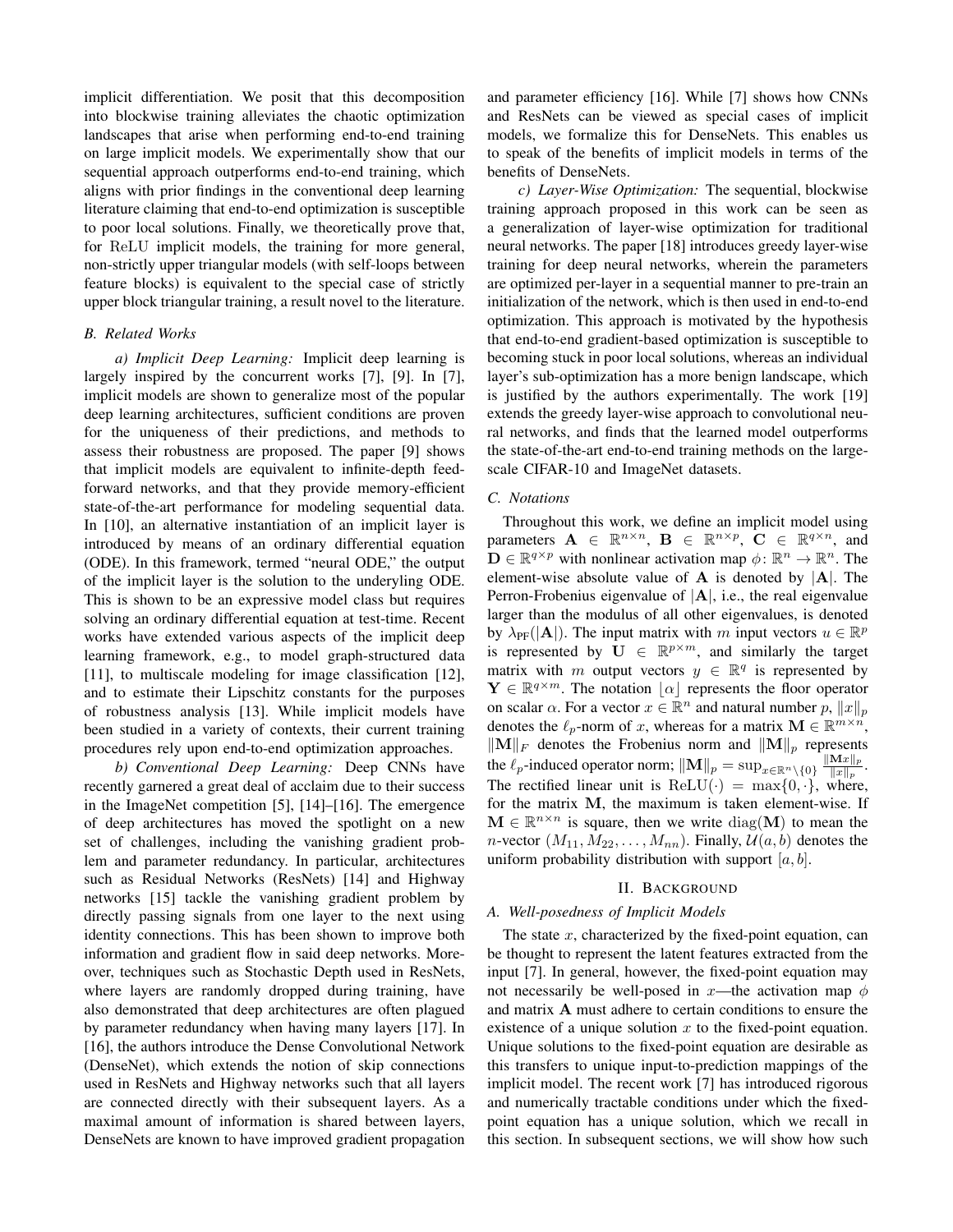implicit differentiation. We posit that this decomposition into blockwise training alleviates the chaotic optimization landscapes that arise when performing end-to-end training on large implicit models. We experimentally show that our sequential approach outperforms end-to-end training, which aligns with prior findings in the conventional deep learning literature claiming that end-to-end optimization is susceptible to poor local solutions. Finally, we theoretically prove that, for $\mathrm{ReLU}$ implicit models, the training for more general, non-strictly upper triangular models (with self-loops between feature blocks) is equivalent to the special case of strictly upper block triangular training, a result novel to the literature.

### B. Related Works

*a) Implicit Deep Learning:* Implicit deep learning is largely inspired by the concurrent works [7], [9]. In [7], implicit models are shown to generalize most of the popular deep learning architectures, sufficient conditions are proven for the uniqueness of their predictions, and methods to assess their robustness are proposed. The paper [9] shows that implicit models are equivalent to infinite-depth feed-forward networks, and that they provide memory-efficient state-of-the-art performance for modeling sequential data. In [10], an alternative instantiation of an implicit layer is introduced by means of an ordinary differential equation (ODE). In this framework, termed "neural ODE," the output of the implicit layer is the solution to the underlying ODE. This is shown to be an expressive model class but requires solving an ordinary differential equation at test-time. Recent works have extended various aspects of the implicit deep learning framework, e.g., to model graph-structured data [11], to multiscale modeling for image classification [12], and to estimate their Lipschitz constants for the purposes of robustness analysis [13]. While implicit models have been studied in a variety of contexts, their current training procedures rely upon end-to-end optimization approaches.

*b) Conventional Deep Learning:* Deep CNNs have recently garnered a great deal of acclaim due to their success in the ImageNet competition [5], [14]–[16]. The emergence of deep architectures has moved the spotlight on a new set of challenges, including the vanishing gradient problem and parameter redundancy. In particular, architectures such as Residual Networks (ResNets) [14] and Highway networks [15] tackle the vanishing gradient problem by directly passing signals from one layer to the next using identity connections. This has been shown to improve both information and gradient flow in said deep networks. Moreover, techniques such as Stochastic Depth used in ResNets, where layers are randomly dropped during training, have also demonstrated that deep architectures are often plagued by parameter redundancy when having many layers [17]. In [16], the authors introduce the Dense Convolutional Network (DenseNet), which extends the notion of skip connections used in ResNets and Highway networks such that all layers are connected directly with their subsequent layers. As a maximal amount of information is shared between layers, DenseNets are known to have improved gradient propagation and parameter efficiency [16]. While [7] shows how CNNs and ResNets can be viewed as special cases of implicit models, we formalize this for DenseNets. This enables us to speak of the benefits of implicit models in terms of the benefits of DenseNets.

*c) Layer-Wise Optimization:* The sequential, blockwise training approach proposed in this work can be seen as a generalization of layer-wise optimization for traditional neural networks. The paper [18] introduces greedy layer-wise training for deep neural networks, wherein the parameters are optimized per-layer in a sequential manner to pre-train an initialization of the network, which is then used in end-to-end optimization. This approach is motivated by the hypothesis that end-to-end gradient-based optimization is susceptible to becoming stuck in poor local solutions, whereas an individual layer's sub-optimization has a more benign landscape, which is justified by the authors experimentally. The work [19] extends the greedy layer-wise approach to convolutional neural networks, and finds that the learned model outperforms the state-of-the-art end-to-end training methods on the large-scale CIFAR-10 and ImageNet datasets.

### C. Notations

Throughout this work, we define an implicit model using parameters $\mathbf{A} \in \mathbb{R}^{n\times n}$, $\mathbf{B} \in \mathbb{R}^{n\times p}$, $\mathbf{C} \in \mathbb{R}^{q\times n}$, and $\mathbf{D} \in \mathbb{R}^{q\times p}$ with nonlinear activation map $\phi\colon \mathbb{R}^n \to \mathbb{R}^n$. The element-wise absolute value of $\mathbf{A}$ is denoted by $|\mathbf{A}|$. The Perron-Frobenius eigenvalue of $|\mathbf{A}|$, i.e., the real eigenvalue larger than the modulus of all other eigenvalues, is denoted by $\lambda_{\text{PF}}(|\mathbf{A}|)$. The input matrix with $m$ input vectors $u \in \mathbb{R}^p$ is represented by $\mathbf{U} \in \mathbb{R}^{p\times m}$, and similarly the target matrix with $m$ output vectors $y \in \mathbb{R}^q$ is represented by $\mathbf{Y} \in \mathbb{R}^{q\times m}$. The notation $\lfloor \alpha \rfloor$ represents the floor operator on scalar $\alpha$. For a vector $x \in \mathbb{R}^n$ and natural number $p$, $\|x\|_p$ denotes the $\ell_p$-norm of $x$, whereas for a matrix $\mathbf{M} \in \mathbb{R}^{m\times n}$, $\|\mathbf{M}\|_F$ denotes the Frobenius norm and $\|\mathbf{M}\|_p$ represents the $\ell_p$-induced operator norm; $\|\mathbf{M}\|_p = \sup_{x\in\mathbb{R}^n\setminus\{0\}} \frac{\|\mathbf{M}x\|_p}{\|x\|_p}$. The rectified linear unit is $\mathrm{ReLU}(\cdot) = \max\{0, \cdot\}$, where, for the matrix $\mathbf{M}$, the maximum is taken element-wise. If $\mathbf{M} \in \mathbb{R}^{n\times n}$ is square, then we write $\mathrm{diag}(\mathbf{M})$ to mean the $n$-vector $(M_{11}, M_{22}, \ldots, M_{nn})$. Finally, $\mathcal{U}(a, b)$ denotes the uniform probability distribution with support $[a, b]$.

## II. Background

### A. Well-posedness of Implicit Models

The state $x$, characterized by the fixed-point equation, can be thought to represent the latent features extracted from the input [7]. In general, however, the fixed-point equation may not necessarily be well-posed in $x$—the activation map $\phi$ and matrix $\mathbf{A}$ must adhere to certain conditions to ensure the existence of a unique solution $x$ to the fixed-point equation. Unique solutions to the fixed-point equation are desirable as this transfers to unique input-to-prediction mappings of the implicit model. The recent work [7] has introduced rigorous and numerically tractable conditions under which the fixed-point equation has a unique solution, which we recall in this section. In subsequent sections, we will show how such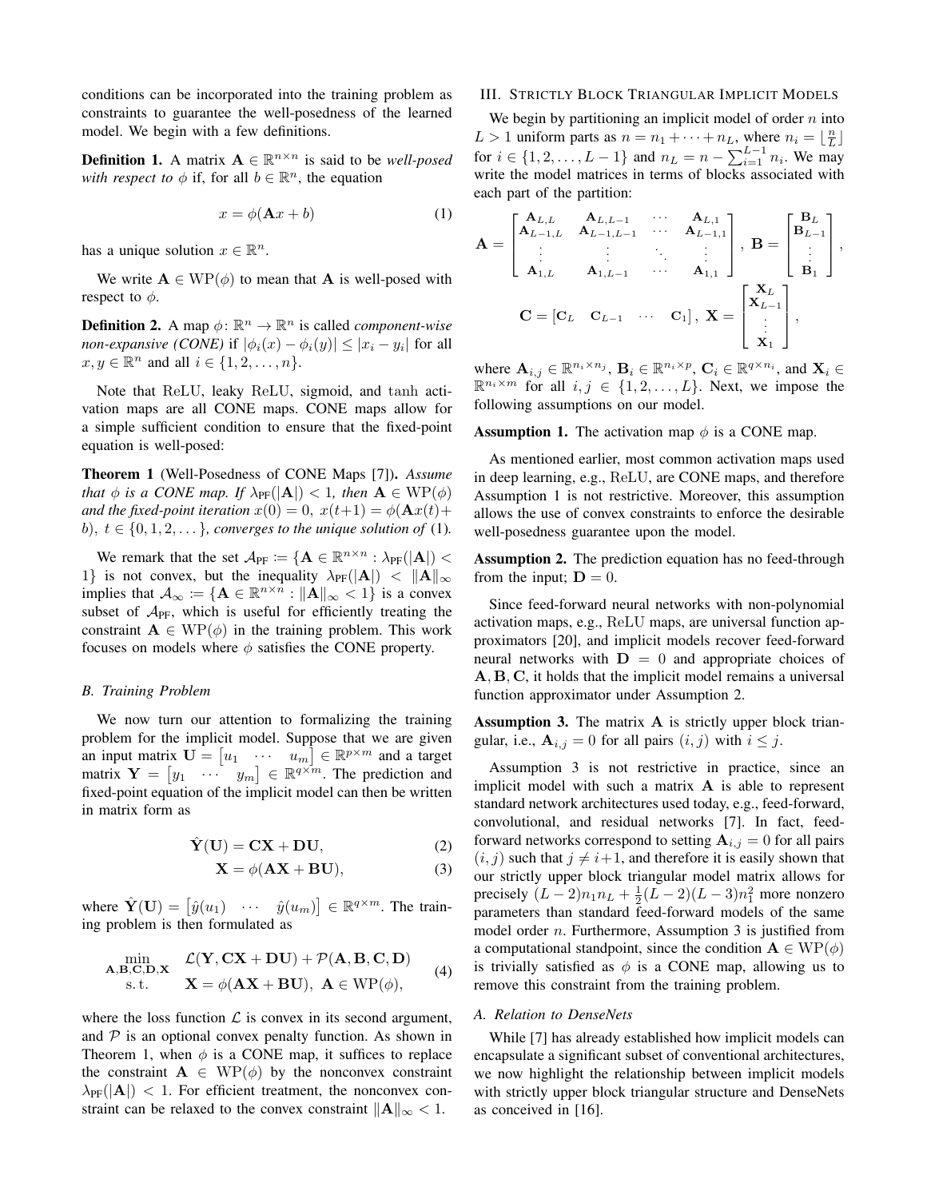conditions can be incorporated into the training problem as constraints to guarantee the well-posedness of the learned model. We begin with a few definitions.

**Definition 1.** A matrix $\mathbf{A} \in \mathbb{R}^{n \times n}$ is said to be *well-posed with respect to* $\phi$ if, for all $b \in \mathbb{R}^n$, the equation

$$x = \phi(\mathbf{A}x + b) \tag{1}$$

has a unique solution $x \in \mathbb{R}^n$.

We write $\mathbf{A} \in \mathrm{WP}(\phi)$ to mean that $\mathbf{A}$ is well-posed with respect to $\phi$.

**Definition 2.** A map $\phi \colon \mathbb{R}^n \to \mathbb{R}^n$ is called *component-wise non-expansive (CONE)* if $|\phi_i(x) - \phi_i(y)| \leq |x_i - y_i|$ for all $x, y \in \mathbb{R}^n$ and all $i \in \{1, 2, \ldots, n\}$.

Note that ReLU, leaky ReLU, sigmoid, and tanh activation maps are all CONE maps. CONE maps allow for a simple sufficient condition to ensure that the fixed-point equation is well-posed:

**Theorem 1** (Well-Posedness of CONE Maps [7])**.** *Assume that $\phi$ is a CONE map. If $\lambda_{\mathrm{PF}}(|\mathbf{A}|) < 1$, then $\mathbf{A} \in \mathrm{WP}(\phi)$ and the fixed-point iteration $x(0) = 0$, $x(t+1) = \phi(\mathbf{A}x(t) + b)$, $t \in \{0, 1, 2, \ldots\}$, converges to the unique solution of* (1).

We remark that the set $\mathcal{A}_{\mathrm{PF}} \coloneqq \{\mathbf{A} \in \mathbb{R}^{n \times n} : \lambda_{\mathrm{PF}}(|\mathbf{A}|) < 1\}$ is not convex, but the inequality $\lambda_{\mathrm{PF}}(|\mathbf{A}|) < \|\mathbf{A}\|_\infty$ implies that $\mathcal{A}_\infty \coloneqq \{\mathbf{A} \in \mathbb{R}^{n \times n} : \|\mathbf{A}\|_\infty < 1\}$ is a convex subset of $\mathcal{A}_{\mathrm{PF}}$, which is useful for efficiently treating the constraint $\mathbf{A} \in \mathrm{WP}(\phi)$ in the training problem. This work focuses on models where $\phi$ satisfies the CONE property.

### B. Training Problem

We now turn our attention to formalizing the training problem for the implicit model. Suppose that we are given an input matrix $\mathbf{U} = \begin{bmatrix} u_1 & \cdots & u_m \end{bmatrix} \in \mathbb{R}^{p \times m}$ and a target matrix $\mathbf{Y} = \begin{bmatrix} y_1 & \cdots & y_m \end{bmatrix} \in \mathbb{R}^{q \times m}$. The prediction and fixed-point equation of the implicit model can then be written in matrix form as

$$\hat{\mathbf{Y}}(\mathbf{U}) = \mathbf{C}\mathbf{X} + \mathbf{D}\mathbf{U}, \tag{2}$$

$$\mathbf{X} = \phi(\mathbf{A}\mathbf{X} + \mathbf{B}\mathbf{U}), \tag{3}$$

where $\hat{\mathbf{Y}}(\mathbf{U}) = \begin{bmatrix} \hat{y}(u_1) & \cdots & \hat{y}(u_m) \end{bmatrix} \in \mathbb{R}^{q \times m}$. The training problem is then formulated as

$$\begin{array}{cl} \displaystyle\min_{\mathbf{A},\mathbf{B},\mathbf{C},\mathbf{D},\mathbf{X}} & \mathcal{L}(\mathbf{Y}, \mathbf{C}\mathbf{X} + \mathbf{D}\mathbf{U}) + \mathcal{P}(\mathbf{A}, \mathbf{B}, \mathbf{C}, \mathbf{D}) \\ \text{s.t.} & \mathbf{X} = \phi(\mathbf{A}\mathbf{X} + \mathbf{B}\mathbf{U}),\ \mathbf{A} \in \mathrm{WP}(\phi), \end{array} \tag{4}$$

where the loss function $\mathcal{L}$ is convex in its second argument, and $\mathcal{P}$ is an optional convex penalty function. As shown in Theorem 1, when $\phi$ is a CONE map, it suffices to replace the constraint $\mathbf{A} \in \mathrm{WP}(\phi)$ by the nonconvex constraint $\lambda_{\mathrm{PF}}(|\mathbf{A}|) < 1$. For efficient treatment, the nonconvex constraint can be relaxed to the convex constraint $\|\mathbf{A}\|_\infty < 1$.

## III. Strictly Block Triangular Implicit Models

We begin by partitioning an implicit model of order $n$ into $L > 1$ uniform parts as $n = n_1 + \cdots + n_L$, where $n_i = \lfloor \frac{n}{L} \rfloor$ for $i \in \{1, 2, \ldots, L-1\}$ and $n_L = n - \sum_{i=1}^{L-1} n_i$. We may write the model matrices in terms of blocks associated with each part of the partition:

$$\mathbf{A} = \begin{bmatrix} \mathbf{A}_{L,L} & \mathbf{A}_{L,L-1} & \cdots & \mathbf{A}_{L,1} \\ \mathbf{A}_{L-1,L} & \mathbf{A}_{L-1,L-1} & \cdots & \mathbf{A}_{L-1,1} \\ \vdots & \vdots & \ddots & \vdots \\ \mathbf{A}_{1,L} & \mathbf{A}_{1,L-1} & \cdots & \mathbf{A}_{1,1} \end{bmatrix},\ \mathbf{B} = \begin{bmatrix} \mathbf{B}_L \\ \mathbf{B}_{L-1} \\ \vdots \\ \mathbf{B}_1 \end{bmatrix},$$

$$\mathbf{C} = \begin{bmatrix} \mathbf{C}_L & \mathbf{C}_{L-1} & \cdots & \mathbf{C}_1 \end{bmatrix},\ \mathbf{X} = \begin{bmatrix} \mathbf{X}_L \\ \mathbf{X}_{L-1} \\ \vdots \\ \mathbf{X}_1 \end{bmatrix},$$

where $\mathbf{A}_{i,j} \in \mathbb{R}^{n_i \times n_j}$, $\mathbf{B}_i \in \mathbb{R}^{n_i \times p}$, $\mathbf{C}_i \in \mathbb{R}^{q \times n_i}$, and $\mathbf{X}_i \in \mathbb{R}^{n_i \times m}$ for all $i, j \in \{1, 2, \ldots, L\}$. Next, we impose the following assumptions on our model.

**Assumption 1.** The activation map $\phi$ is a CONE map.

As mentioned earlier, most common activation maps used in deep learning, e.g., ReLU, are CONE maps, and therefore Assumption 1 is not restrictive. Moreover, this assumption allows the use of convex constraints to enforce the desirable well-posedness guarantee upon the model.

**Assumption 2.** The prediction equation has no feed-through from the input; $\mathbf{D} = 0$.

Since feed-forward neural networks with non-polynomial activation maps, e.g., ReLU maps, are universal function approximators [20], and implicit models recover feed-forward neural networks with $\mathbf{D} = 0$ and appropriate choices of $\mathbf{A}, \mathbf{B}, \mathbf{C}$, it holds that the implicit model remains a universal function approximator under Assumption 2.

**Assumption 3.** The matrix $\mathbf{A}$ is strictly upper block triangular, i.e., $\mathbf{A}_{i,j} = 0$ for all pairs $(i, j)$ with $i \leq j$.

Assumption 3 is not restrictive in practice, since an implicit model with such a matrix $\mathbf{A}$ is able to represent standard network architectures used today, e.g., feed-forward, convolutional, and residual networks [7]. In fact, feed-forward networks correspond to setting $\mathbf{A}_{i,j} = 0$ for all pairs $(i, j)$ such that $j \neq i+1$, and therefore it is easily shown that our strictly upper block triangular model matrix allows for precisely $(L-2)n_1 n_L + \frac{1}{2}(L-2)(L-3)n_1^2$ more nonzero parameters than standard feed-forward models of the same model order $n$. Furthermore, Assumption 3 is justified from a computational standpoint, since the condition $\mathbf{A} \in \mathrm{WP}(\phi)$ is trivially satisfied as $\phi$ is a CONE map, allowing us to remove this constraint from the training problem.

### A. Relation to DenseNets

While [7] has already established how implicit models can encapsulate a significant subset of conventional architectures, we now highlight the relationship between implicit models with strictly upper block triangular structure and DenseNets as conceived in [16].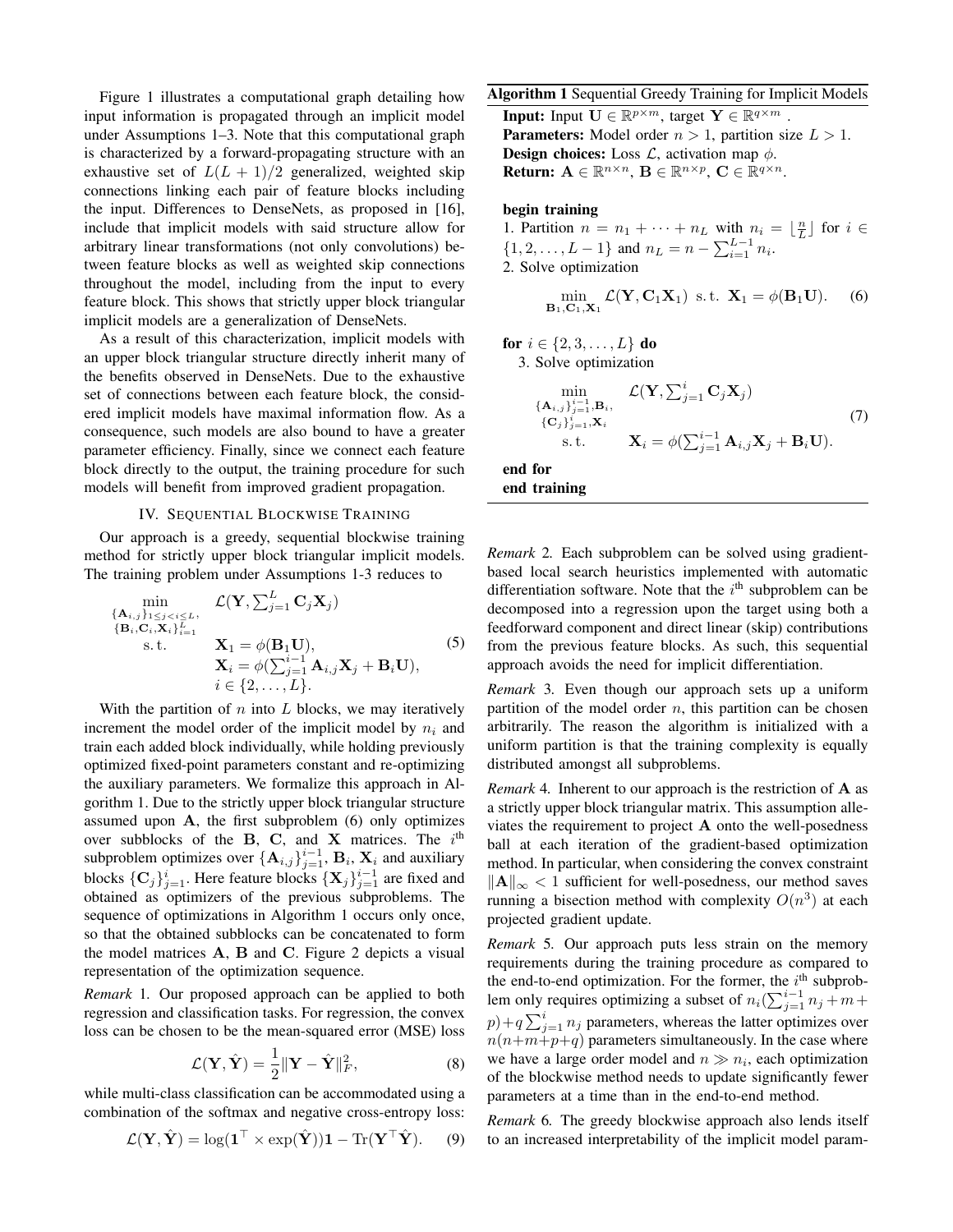Figure 1 illustrates a computational graph detailing how input information is propagated through an implicit model under Assumptions 1–3. Note that this computational graph is characterized by a forward-propagating structure with an exhaustive set of $L(L+1)/2$ generalized, weighted skip connections linking each pair of feature blocks including the input. Differences to DenseNets, as proposed in [16], include that implicit models with said structure allow for arbitrary linear transformations (not only convolutions) between feature blocks as well as weighted skip connections throughout the model, including from the input to every feature block. This shows that strictly upper block triangular implicit models are a generalization of DenseNets.

As a result of this characterization, implicit models with an upper block triangular structure directly inherit many of the benefits observed in DenseNets. Due to the exhaustive set of connections between each feature block, the considered implicit models have maximal information flow. As a consequence, such models are also bound to have a greater parameter efficiency. Finally, since we connect each feature block directly to the output, the training procedure for such models will benefit from improved gradient propagation.

## IV. Sequential Blockwise Training

Our approach is a greedy, sequential blockwise training method for strictly upper block triangular implicit models. The training problem under Assumptions 1-3 reduces to

$$\begin{array}{cl} \min\limits_{\substack{\{\mathbf{A}_{i,j}\}_{1\le j<i\le L},\\ \{\mathbf{B}_i,\mathbf{C}_i,\mathbf{X}_i\}_{i=1}^L}} & \mathcal{L}(\mathbf{Y}, \sum_{j=1}^L \mathbf{C}_j\mathbf{X}_j) \\ \text{s.t.} & \mathbf{X}_1 = \phi(\mathbf{B}_1\mathbf{U}), \\ & \mathbf{X}_i = \phi(\sum_{j=1}^{i-1}\mathbf{A}_{i,j}\mathbf{X}_j + \mathbf{B}_i\mathbf{U}), \\ & i \in \{2,\dots,L\}. \end{array} \tag{5}$$

With the partition of $n$ into $L$ blocks, we may iteratively increment the model order of the implicit model by $n_i$ and train each added block individually, while holding previously optimized fixed-point parameters constant and re-optimizing the auxiliary parameters. We formalize this approach in Algorithm 1. Due to the strictly upper block triangular structure assumed upon $\mathbf{A}$, the first subproblem (6) only optimizes over subblocks of the $\mathbf{B}$, $\mathbf{C}$, and $\mathbf{X}$ matrices. The $i^{\text{th}}$ subproblem optimizes over $\{\mathbf{A}_{i,j}\}_{j=1}^{i-1}$, $\mathbf{B}_i$, $\mathbf{X}_i$ and auxiliary blocks $\{\mathbf{C}_j\}_{j=1}^{i}$. Here feature blocks $\{\mathbf{X}_j\}_{j=1}^{i-1}$ are fixed and obtained as optimizers of the previous subproblems. The sequence of optimizations in Algorithm 1 occurs only once, so that the obtained subblocks can be concatenated to form the model matrices $\mathbf{A}$, $\mathbf{B}$ and $\mathbf{C}$. Figure 2 depicts a visual representation of the optimization sequence.

*Remark 1.* Our proposed approach can be applied to both regression and classification tasks. For regression, the convex loss can be chosen to be the mean-squared error (MSE) loss

$$\mathcal{L}(\mathbf{Y}, \hat{\mathbf{Y}}) = \frac{1}{2}\|\mathbf{Y} - \hat{\mathbf{Y}}\|_F^2, \tag{8}$$

while multi-class classification can be accommodated using a combination of the softmax and negative cross-entropy loss:

$$\mathcal{L}(\mathbf{Y}, \hat{\mathbf{Y}}) = \log(\mathbf{1}^\top \times \exp(\hat{\mathbf{Y}}))\mathbf{1} - \mathrm{Tr}(\mathbf{Y}^\top \hat{\mathbf{Y}}). \tag{9}$$

**Algorithm 1** Sequential Greedy Training for Implicit Models

**Input:** Input $\mathbf{U} \in \mathbb{R}^{p\times m}$, target $\mathbf{Y} \in \mathbb{R}^{q\times m}$ .
**Parameters:** Model order $n > 1$, partition size $L > 1$.
**Design choices:** Loss $\mathcal{L}$, activation map $\phi$.
**Return:** $\mathbf{A} \in \mathbb{R}^{n\times n}$, $\mathbf{B} \in \mathbb{R}^{n\times p}$, $\mathbf{C} \in \mathbb{R}^{q\times n}$.

**begin training**

1. Partition $n = n_1 + \cdots + n_L$ with $n_i = \lfloor \frac{n}{L} \rfloor$ for $i \in \{1, 2, \dots, L-1\}$ and $n_L = n - \sum_{i=1}^{L-1} n_i$.
2. Solve optimization

$$\min_{\mathbf{B}_1,\mathbf{C}_1,\mathbf{X}_1} \mathcal{L}(\mathbf{Y}, \mathbf{C}_1\mathbf{X}_1) \ \text{s.t.}\ \mathbf{X}_1 = \phi(\mathbf{B}_1\mathbf{U}). \tag{6}$$

**for** $i \in \{2, 3, \dots, L\}$ **do**

3. Solve optimization

$$\begin{array}{cl} \min\limits_{\substack{\{\mathbf{A}_{i,j}\}_{j=1}^{i-1},\mathbf{B}_i,\\ \{\mathbf{C}_j\}_{j=1}^{i},\mathbf{X}_i}} & \mathcal{L}(\mathbf{Y}, \sum_{j=1}^i \mathbf{C}_j\mathbf{X}_j) \\ \text{s.t.} & \mathbf{X}_i = \phi(\sum_{j=1}^{i-1}\mathbf{A}_{i,j}\mathbf{X}_j + \mathbf{B}_i\mathbf{U}). \end{array} \tag{7}$$

**end for**
**end training**

*Remark 2.* Each subproblem can be solved using gradient-based local search heuristics implemented with automatic differentiation software. Note that the $i^{\text{th}}$ subproblem can be decomposed into a regression upon the target using both a feedforward component and direct linear (skip) contributions from the previous feature blocks. As such, this sequential approach avoids the need for implicit differentiation.

*Remark 3.* Even though our approach sets up a uniform partition of the model order $n$, this partition can be chosen arbitrarily. The reason the algorithm is initialized with a uniform partition is that the training complexity is equally distributed amongst all subproblems.

*Remark 4.* Inherent to our approach is the restriction of $\mathbf{A}$ as a strictly upper block triangular matrix. This assumption alleviates the requirement to project $\mathbf{A}$ onto the well-posedness ball at each iteration of the gradient-based optimization method. In particular, when considering the convex constraint $\|\mathbf{A}\|_\infty < 1$ sufficient for well-posedness, our method saves running a bisection method with complexity $O(n^3)$ at each projected gradient update.

*Remark 5.* Our approach puts less strain on the memory requirements during the training procedure as compared to the end-to-end optimization. For the former, the $i^{\text{th}}$ subproblem only requires optimizing a subset of $n_i(\sum_{j=1}^{i-1} n_j + m + p) + q\sum_{j=1}^{i} n_j$ parameters, whereas the latter optimizes over $n(n+m+p+q)$ parameters simultaneously. In the case where we have a large order model and $n \gg n_i$, each optimization of the blockwise method needs to update significantly fewer parameters at a time than in the end-to-end method.

*Remark 6.* The greedy blockwise approach also lends itself to an increased interpretability of the implicit model param-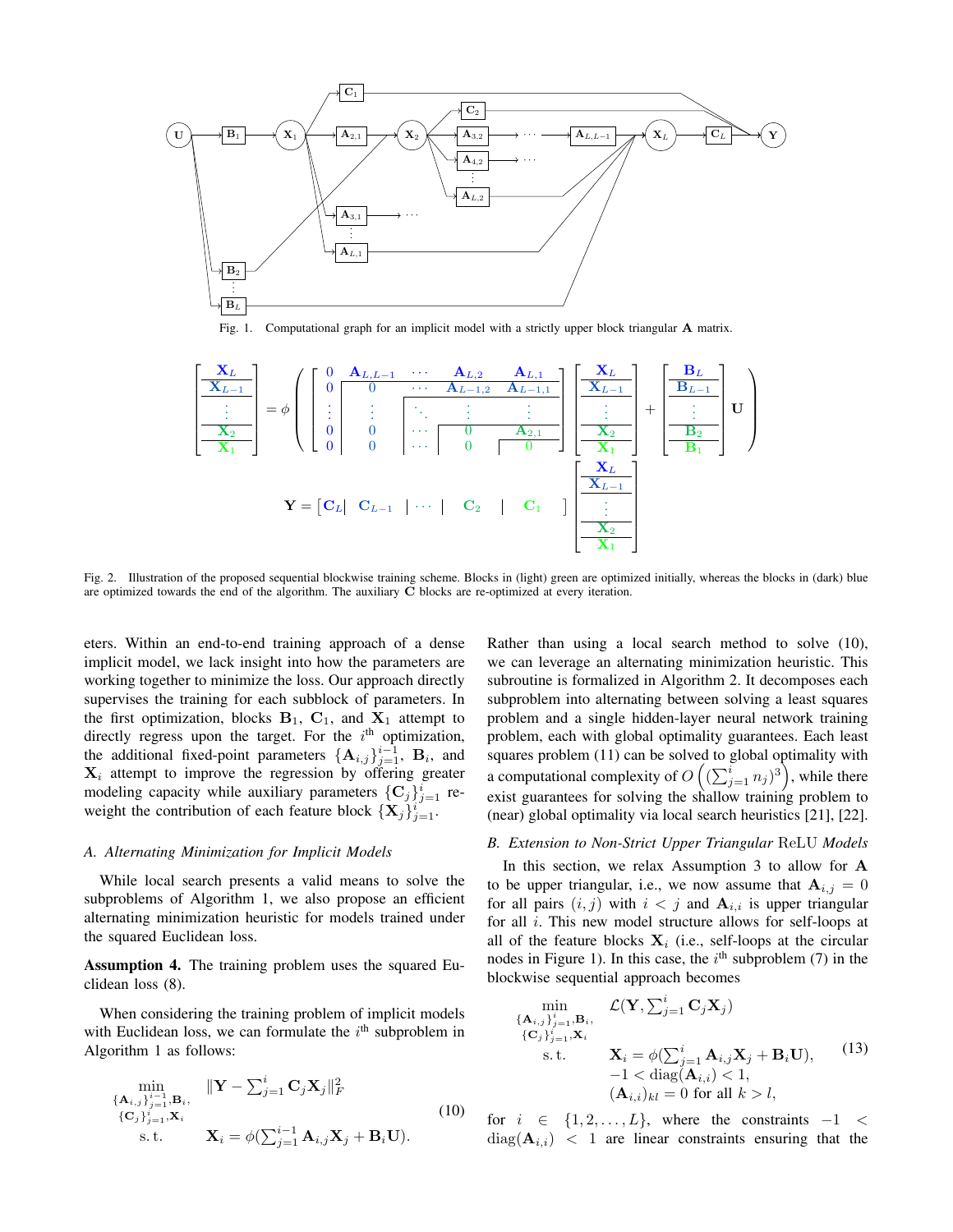Fig. 1. Computational graph for an implicit model with a strictly upper block triangular $\mathbf{A}$ matrix.

$$
\begin{bmatrix} \mathbf{X}_L \\ \mathbf{X}_{L-1} \\ \vdots \\ \mathbf{X}_2 \\ \mathbf{X}_1 \end{bmatrix} = \phi \left( \begin{bmatrix} 0 & \mathbf{A}_{L,L-1} & \cdots & \mathbf{A}_{L,2} & \mathbf{A}_{L,1} \\ 0 & 0 & \cdots & \mathbf{A}_{L-1,2} & \mathbf{A}_{L-1,1} \\ \vdots & \vdots & \ddots & \vdots & \vdots \\ 0 & 0 & \cdots & 0 & \mathbf{A}_{2,1} \\ 0 & 0 & \cdots & 0 & 0 \end{bmatrix} \begin{bmatrix} \mathbf{X}_L \\ \mathbf{X}_{L-1} \\ \vdots \\ \mathbf{X}_2 \\ \mathbf{X}_1 \end{bmatrix} + \begin{bmatrix} \mathbf{B}_L \\ \mathbf{B}_{L-1} \\ \vdots \\ \mathbf{B}_2 \\ \mathbf{B}_1 \end{bmatrix} \mathbf{U} \right)
$$

$$
\mathbf{Y} = \begin{bmatrix} \mathbf{C}_L & \mathbf{C}_{L-1} & \cdots & \mathbf{C}_2 & \mathbf{C}_1 \end{bmatrix} \begin{bmatrix} \mathbf{X}_L \\ \mathbf{X}_{L-1} \\ \vdots \\ \mathbf{X}_2 \\ \mathbf{X}_1 \end{bmatrix}
$$

Fig. 2. Illustration of the proposed sequential blockwise training scheme. Blocks in (light) green are optimized initially, whereas the blocks in (dark) blue are optimized towards the end of the algorithm. The auxiliary $\mathbf{C}$ blocks are re-optimized at every iteration.

eters. Within an end-to-end training approach of a dense implicit model, we lack insight into how the parameters are working together to minimize the loss. Our approach directly supervises the training for each subblock of parameters. In the first optimization, blocks $\mathbf{B}_1$, $\mathbf{C}_1$, and $\mathbf{X}_1$ attempt to directly regress upon the target. For the $i^{\text{th}}$ optimization, the additional fixed-point parameters $\{\mathbf{A}_{i,j}\}_{j=1}^{i-1}$, $\mathbf{B}_i$, and $\mathbf{X}_i$ attempt to improve the regression by offering greater modeling capacity while auxiliary parameters $\{\mathbf{C}_j\}_{j=1}^{i}$ re-weight the contribution of each feature block $\{\mathbf{X}_j\}_{j=1}^{i}$.

### A. Alternating Minimization for Implicit Models

While local search presents a valid means to solve the subproblems of Algorithm 1, we also propose an efficient alternating minimization heuristic for models trained under the squared Euclidean loss.

**Assumption 4.** The training problem uses the squared Euclidean loss (8).

When considering the training problem of implicit models with Euclidean loss, we can formulate the $i^{\text{th}}$ subproblem in Algorithm 1 as follows:

$$
\begin{aligned}
\min_{\substack{\{\mathbf{A}_{i,j}\}_{j=1}^{i-1}, \mathbf{B}_i, \\ \{\mathbf{C}_j\}_{j=1}^{i}, \mathbf{X}_i}} \quad & \|\mathbf{Y} - \textstyle\sum_{j=1}^{i} \mathbf{C}_j \mathbf{X}_j\|_F^2 \\
\text{s.t.} \quad & \mathbf{X}_i = \phi(\textstyle\sum_{j=1}^{i-1} \mathbf{A}_{i,j}\mathbf{X}_j + \mathbf{B}_i \mathbf{U}).
\end{aligned} \tag{10}
$$

Rather than using a local search method to solve (10), we can leverage an alternating minimization heuristic. This subroutine is formalized in Algorithm 2. It decomposes each subproblem into alternating between solving a least squares problem and a single hidden-layer neural network training problem, each with global optimality guarantees. Each least squares problem (11) can be solved to global optimality with a computational complexity of $O\left((\sum_{j=1}^{i} n_j)^3\right)$, while there exist guarantees for solving the shallow training problem to (near) global optimality via local search heuristics [21], [22].

### B. Extension to Non-Strict Upper Triangular ReLU Models

In this section, we relax Assumption 3 to allow for $\mathbf{A}$ to be upper triangular, i.e., we now assume that $\mathbf{A}_{i,j} = 0$ for all pairs $(i, j)$ with $i < j$ and $\mathbf{A}_{i,i}$ is upper triangular for all $i$. This new model structure allows for self-loops at all of the feature blocks $\mathbf{X}_i$ (i.e., self-loops at the circular nodes in Figure 1). In this case, the $i^{\text{th}}$ subproblem (7) in the blockwise sequential approach becomes

$$
\begin{aligned}
\min_{\substack{\{\mathbf{A}_{i,j}\}_{j=1}^{i}, \mathbf{B}_i, \\ \{\mathbf{C}_j\}_{j=1}^{i}, \mathbf{X}_i}} \quad & \mathcal{L}(\mathbf{Y}, \textstyle\sum_{j=1}^{i} \mathbf{C}_j \mathbf{X}_j) \\
\text{s.t.} \quad & \mathbf{X}_i = \phi(\textstyle\sum_{j=1}^{i} \mathbf{A}_{i,j}\mathbf{X}_j + \mathbf{B}_i \mathbf{U}), \\
& -1 < \operatorname{diag}(\mathbf{A}_{i,i}) < 1, \\
& (\mathbf{A}_{i,i})_{kl} = 0 \text{ for all } k > l,
\end{aligned} \tag{13}
$$

for $i \in \{1, 2, \ldots, L\}$, where the constraints $-1 < \operatorname{diag}(\mathbf{A}_{i,i}) < 1$ are linear constraints ensuring that the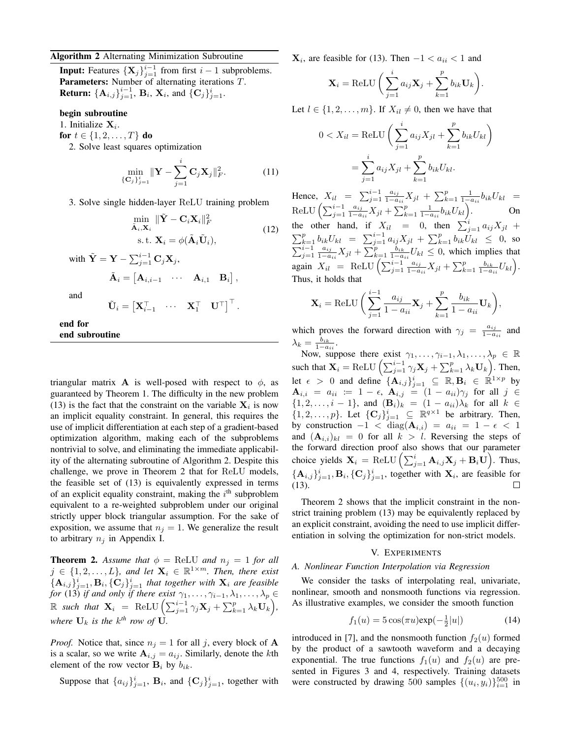**Algorithm 2** Alternating Minimization Subroutine

**Input:** Features $\{\mathbf{X}_j\}_{j=1}^{i-1}$ from first $i-1$ subproblems.
**Parameters:** Number of alternating iterations $T$.
**Return:** $\{\mathbf{A}_{i,j}\}_{j=1}^{i-1}$, $\mathbf{B}_i$, $\mathbf{X}_i$, and $\{\mathbf{C}_j\}_{j=1}^{i}$.

**begin subroutine**
1. Initialize $\mathbf{X}_i$.
**for** $t \in \{1, 2, \dots, T\}$ **do**
2. Solve least squares optimization

$$\min_{\{\mathbf{C}_j\}_{j=1}^{i}} \|\mathbf{Y} - \sum_{j=1}^{i} \mathbf{C}_j \mathbf{X}_j\|_F^2. \tag{11}$$

3. Solve single hidden-layer ReLU training problem

$$\begin{aligned} \min_{\tilde{\mathbf{A}}_i, \mathbf{X}_i} \ & \|\tilde{\mathbf{Y}} - \mathbf{C}_i \mathbf{X}_i\|_F^2 \\ \text{s. t. } & \mathbf{X}_i = \phi(\tilde{\mathbf{A}}_i \tilde{\mathbf{U}}_i), \end{aligned} \tag{12}$$

with $\tilde{\mathbf{Y}} = \mathbf{Y} - \sum_{j=1}^{i-1} \mathbf{C}_j \mathbf{X}_j$,

$$\tilde{\mathbf{A}}_i = \begin{bmatrix} \mathbf{A}_{i,i-1} & \cdots & \mathbf{A}_{i,1} & \mathbf{B}_i \end{bmatrix},$$

and

$$\tilde{\mathbf{U}}_i = \begin{bmatrix} \mathbf{X}_{i-1}^\top & \cdots & \mathbf{X}_1^\top & \mathbf{U}^\top \end{bmatrix}^\top.$$

**end for**
**end subroutine**

triangular matrix $\mathbf{A}$ is well-posed with respect to $\phi$, as guaranteed by Theorem 1. The difficulty in the new problem (13) is the fact that the constraint on the variable $\mathbf{X}_i$ is now an implicit equality constraint. In general, this requires the use of implicit differentiation at each step of a gradient-based optimization algorithm, making each of the subproblems nontrivial to solve, and eliminating the immediate applicability of the alternating subroutine of Algorithm 2. Despite this challenge, we prove in Theorem 2 that for ReLU models, the feasible set of (13) is equivalently expressed in terms of an explicit equality constraint, making the $i^{\text{th}}$ subproblem equivalent to a re-weighted subproblem under our original strictly upper block triangular assumption. For the sake of exposition, we assume that $n_j = 1$. We generalize the result to arbitrary $n_j$ in Appendix I.

**Theorem 2.** *Assume that $\phi = \text{ReLU}$ and $n_j = 1$ for all $j \in \{1, 2, \dots, L\}$, and let $\mathbf{X}_i \in \mathbb{R}^{1 \times m}$. Then, there exist $\{\mathbf{A}_{i,j}\}_{j=1}^{i}, \mathbf{B}_i, \{\mathbf{C}_j\}_{j=1}^{i}$ that together with $\mathbf{X}_i$ are feasible for* (13) *if and only if there exist $\gamma_1, \dots, \gamma_{i-1}, \lambda_1, \dots, \lambda_p \in \mathbb{R}$ such that $\mathbf{X}_i = \text{ReLU}\left(\sum_{j=1}^{i-1} \gamma_j \mathbf{X}_j + \sum_{k=1}^{p} \lambda_k \mathbf{U}_k\right)$, where $\mathbf{U}_k$ is the $k^{th}$ row of $\mathbf{U}$.*

*Proof.* Notice that, since $n_j = 1$ for all $j$, every block of $\mathbf{A}$ is a scalar, so we write $\mathbf{A}_{i,j} = a_{ij}$. Similarly, denote the $k$th element of the row vector $\mathbf{B}_i$ by $b_{ik}$.

Suppose that $\{a_{ij}\}_{j=1}^{i}$, $\mathbf{B}_i$, and $\{\mathbf{C}_j\}_{j=1}^{i}$, together with $\mathbf{X}_i$, are feasible for (13). Then $-1 < a_{ii} < 1$ and

$$\mathbf{X}_i = \text{ReLU}\left(\sum_{j=1}^{i} a_{ij} \mathbf{X}_j + \sum_{k=1}^{p} b_{ik} \mathbf{U}_k\right).$$

Let $l \in \{1, 2, \dots, m\}$. If $X_{il} \neq 0$, then we have that

$$\begin{aligned} 0 < X_{il} &= \text{ReLU}\left(\sum_{j=1}^{i} a_{ij} X_{jl} + \sum_{k=1}^{p} b_{ik} U_{kl}\right) \\ &= \sum_{j=1}^{i} a_{ij} X_{jl} + \sum_{k=1}^{p} b_{ik} U_{kl}. \end{aligned}$$

Hence, $X_{il} = \sum_{j=1}^{i-1} \frac{a_{ij}}{1-a_{ii}} X_{jl} + \sum_{k=1}^{p} \frac{1}{1-a_{ii}} b_{ik} U_{kl} = \text{ReLU}\left(\sum_{j=1}^{i-1} \frac{a_{ij}}{1-a_{ii}} X_{jl} + \sum_{k=1}^{p} \frac{1}{1-a_{ii}} b_{ik} U_{kl}\right)$. On the other hand, if $X_{il} = 0$, then $\sum_{j=1}^{i} a_{ij} X_{jl} + \sum_{k=1}^{p} b_{ik} U_{kl} = \sum_{j=1}^{i-1} a_{ij} X_{jl} + \sum_{k=1}^{p} b_{ik} U_{kl} \leq 0$, so $\sum_{j=1}^{i-1} \frac{a_{ij}}{1-a_{ii}} X_{jl} + \sum_{k=1}^{p} \frac{b_{ik}}{1-a_{ii}} U_{kl} \leq 0$, which implies that again $X_{il} = \text{ReLU}\left(\sum_{j=1}^{i-1} \frac{a_{ij}}{1-a_{ii}} X_{jl} + \sum_{k=1}^{p} \frac{b_{ik}}{1-a_{ii}} U_{kl}\right)$. Thus, it holds that

$$\mathbf{X}_i = \text{ReLU}\left(\sum_{j=1}^{i-1} \frac{a_{ij}}{1-a_{ii}} \mathbf{X}_j + \sum_{k=1}^{p} \frac{b_{ik}}{1-a_{ii}} \mathbf{U}_k\right),$$

which proves the forward direction with $\gamma_j = \frac{a_{ij}}{1-a_{ii}}$ and $\lambda_k = \frac{b_{ik}}{1-a_{ii}}$.

Now, suppose there exist $\gamma_1, \dots, \gamma_{i-1}, \lambda_1, \dots, \lambda_p \in \mathbb{R}$ such that $\mathbf{X}_i = \text{ReLU}\left(\sum_{j=1}^{i-1} \gamma_j \mathbf{X}_j + \sum_{k=1}^{p} \lambda_k \mathbf{U}_k\right)$. Then, let $\epsilon > 0$ and define $\{\mathbf{A}_{i,j}\}_{j=1}^{i} \subseteq \mathbb{R}, \mathbf{B}_i \in \mathbb{R}^{1 \times p}$ by $\mathbf{A}_{i,i} = a_{ii} := 1 - \epsilon$, $\mathbf{A}_{i,j} = (1 - a_{ii})\gamma_j$ for all $j \in \{1, 2, \dots, i-1\}$, and $(\mathbf{B}_i)_k = (1 - a_{ii})\lambda_k$ for all $k \in \{1, 2, \dots, p\}$. Let $\{\mathbf{C}_j\}_{j=1}^{i} \subseteq \mathbb{R}^{q \times 1}$ be arbitrary. Then, by construction $-1 < \text{diag}(\mathbf{A}_{i,i}) = a_{ii} = 1 - \epsilon < 1$ and $(\mathbf{A}_{i,i})_{kl} = 0$ for all $k > l$. Reversing the steps of the forward direction proof also shows that our parameter choice yields $\mathbf{X}_i = \text{ReLU}\left(\sum_{j=1}^{i} \mathbf{A}_{i,j} \mathbf{X}_j + \mathbf{B}_i \mathbf{U}\right)$. Thus, $\{\mathbf{A}_{i,j}\}_{j=1}^{i}, \mathbf{B}_i, \{\mathbf{C}_j\}_{j=1}^{i}$, together with $\mathbf{X}_i$, are feasible for (13). ∎

Theorem 2 shows that the implicit constraint in the non-strict training problem (13) may be equivalently replaced by an explicit constraint, avoiding the need to use implicit differentiation in solving the optimization for non-strict models.

## V. Experiments

### A. Nonlinear Function Interpolation via Regression

We consider the tasks of interpolating real, univariate, nonlinear, smooth and nonsmooth functions via regression. As illustrative examples, we consider the smooth function

$$f_1(u) = 5\cos(\pi u)\exp(-\tfrac{1}{2}|u|) \tag{14}$$

introduced in [7], and the nonsmooth function $f_2(u)$ formed by the product of a sawtooth waveform and a decaying exponential. The true functions $f_1(u)$ and $f_2(u)$ are presented in Figures 3 and 4, respectively. Training datasets were constructed by drawing 500 samples $\{(u_i, y_i)\}_{i=1}^{500}$ in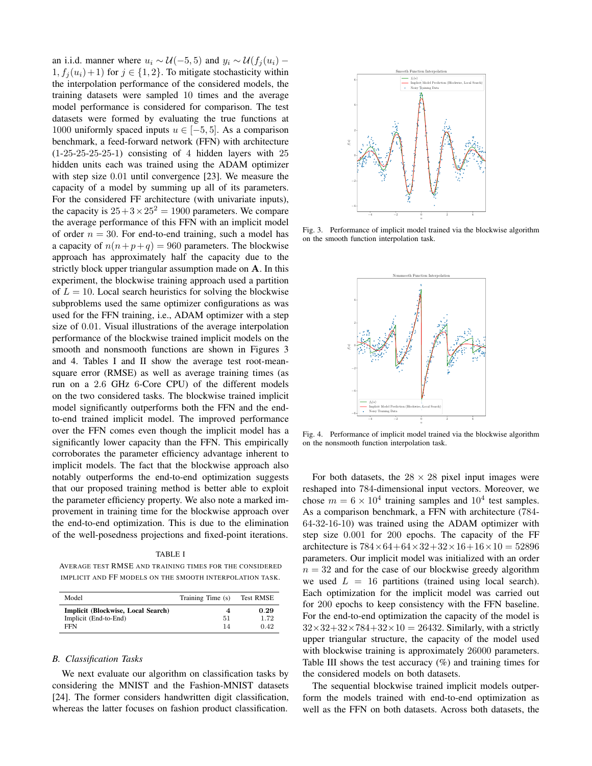an i.i.d. manner where $u_i \sim \mathcal{U}(-5, 5)$ and $y_i \sim \mathcal{U}(f_j(u_i) - 1, f_j(u_i) + 1)$ for $j \in \{1, 2\}$. To mitigate stochasticity within the interpolation performance of the considered models, the training datasets were sampled 10 times and the average model performance is considered for comparison. The test datasets were formed by evaluating the true functions at 1000 uniformly spaced inputs $u \in [-5, 5]$. As a comparison benchmark, a feed-forward network (FFN) with architecture (1-25-25-25-25-1) consisting of 4 hidden layers with 25 hidden units each was trained using the ADAM optimizer with step size 0.01 until convergence [23]. We measure the capacity of a model by summing up all of its parameters. For the considered FF architecture (with univariate inputs), the capacity is $25 + 3 \times 25^2 = 1900$ parameters. We compare the average performance of this FFN with an implicit model of order $n = 30$. For end-to-end training, such a model has a capacity of $n(n+p+q) = 960$ parameters. The blockwise approach has approximately half the capacity due to the strictly block upper triangular assumption made on $\mathbf{A}$. In this experiment, the blockwise training approach used a partition of $L = 10$. Local search heuristics for solving the blockwise subproblems used the same optimizer configurations as was used for the FFN training, i.e., ADAM optimizer with a step size of 0.01. Visual illustrations of the average interpolation performance of the blockwise trained implicit models on the smooth and nonsmooth functions are shown in Figures 3 and 4. Tables I and II show the average test root-mean-square error (RMSE) as well as average training times (as run on a 2.6 GHz 6-Core CPU) of the different models on the two considered tasks. The blockwise trained implicit model significantly outperforms both the FFN and the end-to-end trained implicit model. The improved performance over the FFN comes even though the implicit model has a significantly lower capacity than the FFN. This empirically corroborates the parameter efficiency advantage inherent to implicit models. The fact that the blockwise approach also notably outperforms the end-to-end optimization suggests that our proposed training method is better able to exploit the parameter efficiency property. We also note a marked improvement in training time for the blockwise approach over the end-to-end optimization. This is due to the elimination of the well-posedness projections and fixed-point iterations.

TABLE I
AVERAGE TEST RMSE AND TRAINING TIMES FOR THE CONSIDERED IMPLICIT AND FF MODELS ON THE SMOOTH INTERPOLATION TASK.

| Model | Training Time (s) | Test RMSE |
|---|---|---|
| **Implicit (Blockwise, Local Search)** | **4** | **0.29** |
| Implicit (End-to-End) | 51 | 1.72 |
| FFN | 14 | 0.42 |

### B. Classification Tasks

We next evaluate our algorithm on classification tasks by considering the MNIST and the Fashion-MNIST datasets [24]. The former considers handwritten digit classification, whereas the latter focuses on fashion product classification.

Fig. 3. Performance of implicit model trained via the blockwise algorithm on the smooth function interpolation task.

Fig. 4. Performance of implicit model trained via the blockwise algorithm on the nonsmooth function interpolation task.

For both datasets, the $28 \times 28$ pixel input images were reshaped into 784-dimensional input vectors. Moreover, we chose $m = 6 \times 10^4$ training samples and $10^4$ test samples. As a comparison benchmark, a FFN with architecture (784-64-32-16-10) was trained using the ADAM optimizer with step size 0.001 for 200 epochs. The capacity of the FF architecture is $784 \times 64 + 64 \times 32 + 32 \times 16 + 16 \times 10 = 52896$ parameters. Our implicit model was initialized with an order $n = 32$ and for the case of our blockwise greedy algorithm we used $L = 16$ partitions (trained using local search). Each optimization for the implicit model was carried out for 200 epochs to keep consistency with the FFN baseline. For the end-to-end optimization the capacity of the model is $32 \times 32 + 32 \times 784 + 32 \times 10 = 26432$. Similarly, with a strictly upper triangular structure, the capacity of the model used with blockwise training is approximately 26000 parameters. Table III shows the test accuracy (%) and training times for the considered models on both datasets.

The sequential blockwise trained implicit models outperform the models trained with end-to-end optimization as well as the FFN on both datasets. Across both datasets, the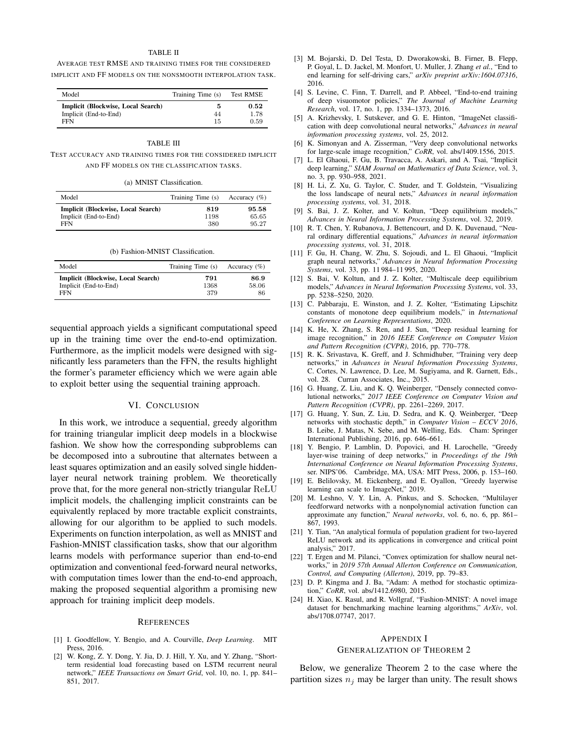TABLE II

AVERAGE TEST RMSE AND TRAINING TIMES FOR THE CONSIDERED IMPLICIT AND FF MODELS ON THE NONSMOOTH INTERPOLATION TASK.

| Model | Training Time (s) | Test RMSE |
|---|---|---|
| **Implicit (Blockwise, Local Search)** | **5** | **0.52** |
| Implicit (End-to-End) | 44 | 1.78 |
| FFN | 15 | 0.59 |

TABLE III

TEST ACCURACY AND TRAINING TIMES FOR THE CONSIDERED IMPLICIT AND FF MODELS ON THE CLASSIFICATION TASKS.

(a) MNIST Classification.

| Model | Training Time (s) | Accuracy (%) |
|---|---|---|
| **Implicit (Blockwise, Local Search)** | **819** | **95.58** |
| Implicit (End-to-End) | 1198 | 65.65 |
| FFN | 380 | 95.27 |

(b) Fashion-MNIST Classification.

| Model | Training Time (s) | Accuracy (%) |
|---|---|---|
| **Implicit (Blockwise, Local Search)** | **791** | **86.9** |
| Implicit (End-to-End) | 1368 | 58.06 |
| FFN | 379 | 86 |

sequential approach yields a significant computational speed up in the training time over the end-to-end optimization. Furthermore, as the implicit models were designed with significantly less parameters than the FFN, the results highlight the former's parameter efficiency which we were again able to exploit better using the sequential training approach.

## VI. Conclusion

In this work, we introduce a sequential, greedy algorithm for training triangular implicit deep models in a blockwise fashion. We show how the corresponding subproblems can be decomposed into a subroutine that alternates between a least squares optimization and an easily solved single hidden-layer neural network training problem. We theoretically prove that, for the more general non-strictly triangular $\mathrm{ReLU}$ implicit models, the challenging implicit constraints can be equivalently replaced by more tractable explicit constraints, allowing for our algorithm to be applied to such models. Experiments on function interpolation, as well as MNIST and Fashion-MNIST classification tasks, show that our algorithm learns models with performance superior than end-to-end optimization and conventional feed-forward neural networks, with computation times lower than the end-to-end approach, making the proposed sequential algorithm a promising new approach for training implicit deep models.

## References

[1] I. Goodfellow, Y. Bengio, and A. Courville, *Deep Learning*. MIT Press, 2016.

[2] W. Kong, Z. Y. Dong, Y. Jia, D. J. Hill, Y. Xu, and Y. Zhang, "Short-term residential load forecasting based on LSTM recurrent neural network," *IEEE Transactions on Smart Grid*, vol. 10, no. 1, pp. 841–851, 2017.

[3] M. Bojarski, D. Del Testa, D. Dworakowski, B. Firner, B. Flepp, P. Goyal, L. D. Jackel, M. Monfort, U. Muller, J. Zhang *et al.*, "End to end learning for self-driving cars," *arXiv preprint arXiv:1604.07316*, 2016.

[4] S. Levine, C. Finn, T. Darrell, and P. Abbeel, "End-to-end training of deep visuomotor policies," *The Journal of Machine Learning Research*, vol. 17, no. 1, pp. 1334–1373, 2016.

[5] A. Krizhevsky, I. Sutskever, and G. E. Hinton, "ImageNet classification with deep convolutional neural networks," *Advances in neural information processing systems*, vol. 25, 2012.

[6] K. Simonyan and A. Zisserman, "Very deep convolutional networks for large-scale image recognition," *CoRR*, vol. abs/1409.1556, 2015.

[7] L. El Ghaoui, F. Gu, B. Travacca, A. Askari, and A. Tsai, "Implicit deep learning," *SIAM Journal on Mathematics of Data Science*, vol. 3, no. 3, pp. 930–958, 2021.

[8] H. Li, Z. Xu, G. Taylor, C. Studer, and T. Goldstein, "Visualizing the loss landscape of neural nets," *Advances in neural information processing systems*, vol. 31, 2018.

[9] S. Bai, J. Z. Kolter, and V. Koltun, "Deep equilibrium models," *Advances in Neural Information Processing Systems*, vol. 32, 2019.

[10] R. T. Chen, Y. Rubanova, J. Bettencourt, and D. K. Duvenaud, "Neural ordinary differential equations," *Advances in neural information processing systems*, vol. 31, 2018.

[11] F. Gu, H. Chang, W. Zhu, S. Sojoudi, and L. El Ghaoui, "Implicit graph neural networks," *Advances in Neural Information Processing Systems*, vol. 33, pp. 11 984–11 995, 2020.

[12] S. Bai, V. Koltun, and J. Z. Kolter, "Multiscale deep equilibrium models," *Advances in Neural Information Processing Systems*, vol. 33, pp. 5238–5250, 2020.

[13] C. Pabbaraju, E. Winston, and J. Z. Kolter, "Estimating Lipschitz constants of monotone deep equilibrium models," in *International Conference on Learning Representations*, 2020.

[14] K. He, X. Zhang, S. Ren, and J. Sun, "Deep residual learning for image recognition," in *2016 IEEE Conference on Computer Vision and Pattern Recognition (CVPR)*, 2016, pp. 770–778.

[15] R. K. Srivastava, K. Greff, and J. Schmidhuber, "Training very deep networks," in *Advances in Neural Information Processing Systems*, C. Cortes, N. Lawrence, D. Lee, M. Sugiyama, and R. Garnett, Eds., vol. 28. Curran Associates, Inc., 2015.

[16] G. Huang, Z. Liu, and K. Q. Weinberger, "Densely connected convolutional networks," *2017 IEEE Conference on Computer Vision and Pattern Recognition (CVPR)*, pp. 2261–2269, 2017.

[17] G. Huang, Y. Sun, Z. Liu, D. Sedra, and K. Q. Weinberger, "Deep networks with stochastic depth," in *Computer Vision – ECCV 2016*, B. Leibe, J. Matas, N. Sebe, and M. Welling, Eds. Cham: Springer International Publishing, 2016, pp. 646–661.

[18] Y. Bengio, P. Lamblin, D. Popovici, and H. Larochelle, "Greedy layer-wise training of deep networks," in *Proceedings of the 19th International Conference on Neural Information Processing Systems*, ser. NIPS'06. Cambridge, MA, USA: MIT Press, 2006, p. 153–160.

[19] E. Belilovsky, M. Eickenberg, and E. Oyallon, "Greedy layerwise learning can scale to ImageNet," 2019.

[20] M. Leshno, V. Y. Lin, A. Pinkus, and S. Schocken, "Multilayer feedforward networks with a nonpolynomial activation function can approximate any function," *Neural networks*, vol. 6, no. 6, pp. 861–867, 1993.

[21] Y. Tian, "An analytical formula of population gradient for two-layered ReLU network and its applications in convergence and critical point analysis," 2017.

[22] T. Ergen and M. Pilanci, "Convex optimization for shallow neural networks," in *2019 57th Annual Allerton Conference on Communication, Control, and Computing (Allerton)*, 2019, pp. 79–83.

[23] D. P. Kingma and J. Ba, "Adam: A method for stochastic optimization," *CoRR*, vol. abs/1412.6980, 2015.

[24] H. Xiao, K. Rasul, and R. Vollgraf, "Fashion-MNIST: A novel image dataset for benchmarking machine learning algorithms," *ArXiv*, vol. abs/1708.07747, 2017.

## Appendix I
## Generalization of Theorem 2

Below, we generalize Theorem 2 to the case where the partition sizes $n_j$ may be larger than unity. The result shows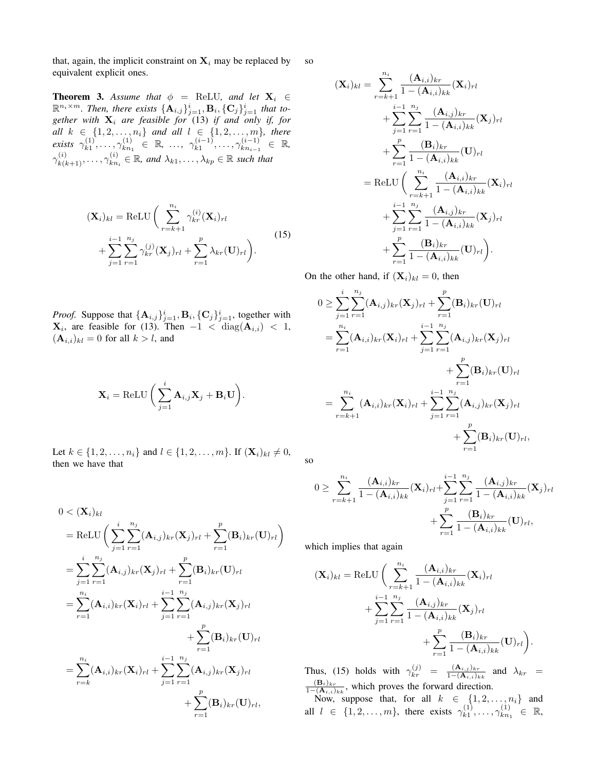that, again, the implicit constraint on $\mathbf{X}_i$ may be replaced by equivalent explicit ones.

**Theorem 3.** *Assume that $\phi = \mathrm{ReLU}$, and let $\mathbf{X}_i \in \mathbb{R}^{n_i \times m}$. Then, there exists $\{\mathbf{A}_{i,j}\}_{j=1}^i, \mathbf{B}_i, \{\mathbf{C}_j\}_{j=1}^i$ that together with $\mathbf{X}_i$ are feasible for (13) if and only if, for all $k \in \{1,2,\dots,n_i\}$ and all $l \in \{1,2,\dots,m\}$, there exists $\gamma_{k1}^{(1)},\dots,\gamma_{kn_1}^{(1)} \in \mathbb{R}$, $\dots$, $\gamma_{k1}^{(i-1)},\dots,\gamma_{kn_{i-1}}^{(i-1)} \in \mathbb{R}$, $\gamma_{k(k+1)}^{(i)},\dots,\gamma_{kn_i}^{(i)} \in \mathbb{R}$, and $\lambda_{k1},\dots,\lambda_{kp} \in \mathbb{R}$ such that*

$$
\begin{aligned}
(\mathbf{X}_i)_{kl} = \mathrm{ReLU}\bigg( &\sum_{r=k+1}^{n_i} \gamma_{kr}^{(i)} (\mathbf{X}_i)_{rl} \\
&+ \sum_{j=1}^{i-1}\sum_{r=1}^{n_j} \gamma_{kr}^{(j)} (\mathbf{X}_j)_{rl} + \sum_{r=1}^{p} \lambda_{kr} (\mathbf{U})_{rl} \bigg).
\end{aligned} \tag{15}
$$

*Proof.* Suppose that $\{\mathbf{A}_{i,j}\}_{j=1}^i, \mathbf{B}_i, \{\mathbf{C}_j\}_{j=1}^i$, together with $\mathbf{X}_i$, are feasible for (13). Then $-1 < \mathrm{diag}(\mathbf{A}_{i,i}) < 1$, $(\mathbf{A}_{i,i})_{kl} = 0$ for all $k > l$, and

$$
\mathbf{X}_i = \mathrm{ReLU}\bigg( \sum_{j=1}^{i} \mathbf{A}_{i,j}\mathbf{X}_j + \mathbf{B}_i \mathbf{U} \bigg).
$$

Let $k \in \{1,2,\dots,n_i\}$ and $l \in \{1,2,\dots,m\}$. If $(\mathbf{X}_i)_{kl} \neq 0$, then we have that

$$
\begin{aligned}
0 &< (\mathbf{X}_i)_{kl} \\
&= \mathrm{ReLU}\bigg( \sum_{j=1}^{i}\sum_{r=1}^{n_j} (\mathbf{A}_{i,j})_{kr} (\mathbf{X}_j)_{rl} + \sum_{r=1}^{p} (\mathbf{B}_i)_{kr} (\mathbf{U})_{rl} \bigg) \\
&= \sum_{j=1}^{i}\sum_{r=1}^{n_j} (\mathbf{A}_{i,j})_{kr} (\mathbf{X}_j)_{rl} + \sum_{r=1}^{p} (\mathbf{B}_i)_{kr} (\mathbf{U})_{rl} \\
&= \sum_{r=1}^{n_i} (\mathbf{A}_{i,i})_{kr} (\mathbf{X}_i)_{rl} + \sum_{j=1}^{i-1}\sum_{r=1}^{n_j} (\mathbf{A}_{i,j})_{kr} (\mathbf{X}_j)_{rl} \\
&\qquad + \sum_{r=1}^{p} (\mathbf{B}_i)_{kr} (\mathbf{U})_{rl} \\
&= \sum_{r=k}^{n_i} (\mathbf{A}_{i,i})_{kr} (\mathbf{X}_i)_{rl} + \sum_{j=1}^{i-1}\sum_{r=1}^{n_j} (\mathbf{A}_{i,j})_{kr} (\mathbf{X}_j)_{rl} \\
&\qquad + \sum_{r=1}^{p} (\mathbf{B}_i)_{kr} (\mathbf{U})_{rl},
\end{aligned}
$$

so

$$
\begin{aligned}
(\mathbf{X}_i)_{kl} &= \sum_{r=k+1}^{n_i} \frac{(\mathbf{A}_{i,i})_{kr}}{1-(\mathbf{A}_{i,i})_{kk}} (\mathbf{X}_i)_{rl} \\
&\quad + \sum_{j=1}^{i-1}\sum_{r=1}^{n_j} \frac{(\mathbf{A}_{i,j})_{kr}}{1-(\mathbf{A}_{i,i})_{kk}} (\mathbf{X}_j)_{rl} \\
&\quad + \sum_{r=1}^{p} \frac{(\mathbf{B}_i)_{kr}}{1-(\mathbf{A}_{i,i})_{kk}} (\mathbf{U})_{rl} \\
&= \mathrm{ReLU}\bigg( \sum_{r=k+1}^{n_i} \frac{(\mathbf{A}_{i,i})_{kr}}{1-(\mathbf{A}_{i,i})_{kk}} (\mathbf{X}_i)_{rl} \\
&\quad + \sum_{j=1}^{i-1}\sum_{r=1}^{n_j} \frac{(\mathbf{A}_{i,j})_{kr}}{1-(\mathbf{A}_{i,i})_{kk}} (\mathbf{X}_j)_{rl} \\
&\quad + \sum_{r=1}^{p} \frac{(\mathbf{B}_i)_{kr}}{1-(\mathbf{A}_{i,i})_{kk}} (\mathbf{U})_{rl} \bigg).
\end{aligned}
$$

On the other hand, if $(\mathbf{X}_i)_{kl} = 0$, then

$$
\begin{aligned}
0 &\geq \sum_{j=1}^{i}\sum_{r=1}^{n_j} (\mathbf{A}_{i,j})_{kr} (\mathbf{X}_j)_{rl} + \sum_{r=1}^{p} (\mathbf{B}_i)_{kr} (\mathbf{U})_{rl} \\
&= \sum_{r=1}^{n_i} (\mathbf{A}_{i,i})_{kr} (\mathbf{X}_i)_{rl} + \sum_{j=1}^{i-1}\sum_{r=1}^{n_j} (\mathbf{A}_{i,j})_{kr} (\mathbf{X}_j)_{rl} \\
&\qquad + \sum_{r=1}^{p} (\mathbf{B}_i)_{kr} (\mathbf{U})_{rl} \\
&= \sum_{r=k+1}^{n_i} (\mathbf{A}_{i,i})_{kr} (\mathbf{X}_i)_{rl} + \sum_{j=1}^{i-1}\sum_{r=1}^{n_j} (\mathbf{A}_{i,j})_{kr} (\mathbf{X}_j)_{rl} \\
&\qquad + \sum_{r=1}^{p} (\mathbf{B}_i)_{kr} (\mathbf{U})_{rl},
\end{aligned}
$$

so

$$
\begin{aligned}
0 \geq \sum_{r=k+1}^{n_i} \frac{(\mathbf{A}_{i,i})_{kr}}{1-(\mathbf{A}_{i,i})_{kk}} (\mathbf{X}_i)_{rl} &+ \sum_{j=1}^{i-1}\sum_{r=1}^{n_j} \frac{(\mathbf{A}_{i,j})_{kr}}{1-(\mathbf{A}_{i,i})_{kk}} (\mathbf{X}_j)_{rl} \\
&+ \sum_{r=1}^{p} \frac{(\mathbf{B}_i)_{kr}}{1-(\mathbf{A}_{i,i})_{kk}} (\mathbf{U})_{rl},
\end{aligned}
$$

which implies that again

$$
\begin{aligned}
(\mathbf{X}_i)_{kl} = \mathrm{ReLU}\bigg( &\sum_{r=k+1}^{n_i} \frac{(\mathbf{A}_{i,i})_{kr}}{1-(\mathbf{A}_{i,i})_{kk}} (\mathbf{X}_i)_{rl} \\
&+ \sum_{j=1}^{i-1}\sum_{r=1}^{n_j} \frac{(\mathbf{A}_{i,j})_{kr}}{1-(\mathbf{A}_{i,i})_{kk}} (\mathbf{X}_j)_{rl} \\
&+ \sum_{r=1}^{p} \frac{(\mathbf{B}_i)_{kr}}{1-(\mathbf{A}_{i,i})_{kk}} (\mathbf{U})_{rl} \bigg).
\end{aligned}
$$

Thus, (15) holds with $\gamma_{kr}^{(j)} = \frac{(\mathbf{A}_{i,j})_{kr}}{1-(\mathbf{A}_{i,i})_{kk}}$ and $\lambda_{kr} = \frac{(\mathbf{B}_i)_{kr}}{1-(\mathbf{A}_{i,i})_{kk}}$, which proves the forward direction.

Now, suppose that, for all $k \in \{1,2,\dots,n_i\}$ and all $l \in \{1,2,\dots,m\}$, there exists $\gamma_{k1}^{(1)},\dots,\gamma_{kn_1}^{(1)} \in \mathbb{R}$,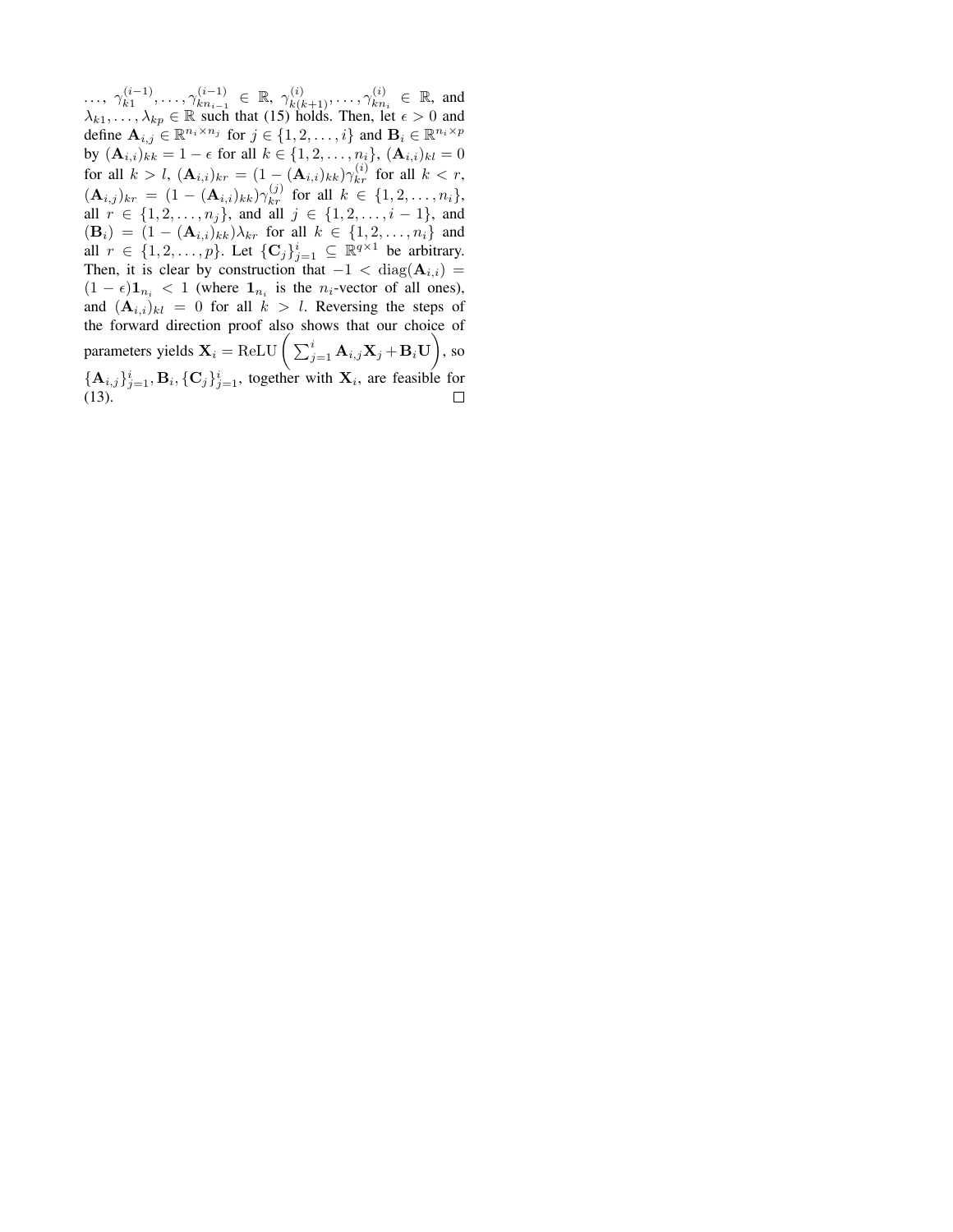$\ldots,\ \gamma_{k1}^{(i-1)},\ldots,\gamma_{kn_{i-1}}^{(i-1)} \in \mathbb{R}$, $\gamma_{k(k+1)}^{(i)},\ldots,\gamma_{kn_i}^{(i)} \in \mathbb{R}$, and $\lambda_{k1},\ldots,\lambda_{kp} \in \mathbb{R}$ such that (15) holds. Then, let $\epsilon > 0$ and define $\mathbf{A}_{i,j} \in \mathbb{R}^{n_i \times n_j}$ for $j \in \{1,2,\ldots,i\}$ and $\mathbf{B}_i \in \mathbb{R}^{n_i \times p}$ by $(\mathbf{A}_{i,i})_{kk} = 1-\epsilon$ for all $k \in \{1,2,\ldots,n_i\}$, $(\mathbf{A}_{i,i})_{kl} = 0$ for all $k > l$, $(\mathbf{A}_{i,i})_{kr} = (1-(\mathbf{A}_{i,i})_{kk})\gamma_{kr}^{(i)}$ for all $k < r$, $(\mathbf{A}_{i,j})_{kr} = (1-(\mathbf{A}_{i,i})_{kk})\gamma_{kr}^{(j)}$ for all $k \in \{1,2,\ldots,n_i\}$, all $r \in \{1,2,\ldots,n_j\}$, and all $j \in \{1,2,\ldots,i-1\}$, and $(\mathbf{B}_i) = (1-(\mathbf{A}_{i,i})_{kk})\lambda_{kr}$ for all $k \in \{1,2,\ldots,n_i\}$ and all $r \in \{1,2,\ldots,p\}$. Let $\{\mathbf{C}_j\}_{j=1}^{i} \subseteq \mathbb{R}^{q \times 1}$ be arbitrary. Then, it is clear by construction that $-1 < \operatorname{diag}(\mathbf{A}_{i,i}) = (1-\epsilon)\mathbf{1}_{n_i} < 1$ (where $\mathbf{1}_{n_i}$ is the $n_i$-vector of all ones), and $(\mathbf{A}_{i,i})_{kl} = 0$ for all $k > l$. Reversing the steps of the forward direction proof also shows that our choice of parameters yields $\mathbf{X}_i = \operatorname{ReLU}\left(\sum_{j=1}^{i} \mathbf{A}_{i,j}\mathbf{X}_j + \mathbf{B}_i\mathbf{U}\right)$, so $\{\mathbf{A}_{i,j}\}_{j=1}^{i}, \mathbf{B}_i, \{\mathbf{C}_j\}_{j=1}^{i}$, together with $\mathbf{X}_i$, are feasible for (13). □